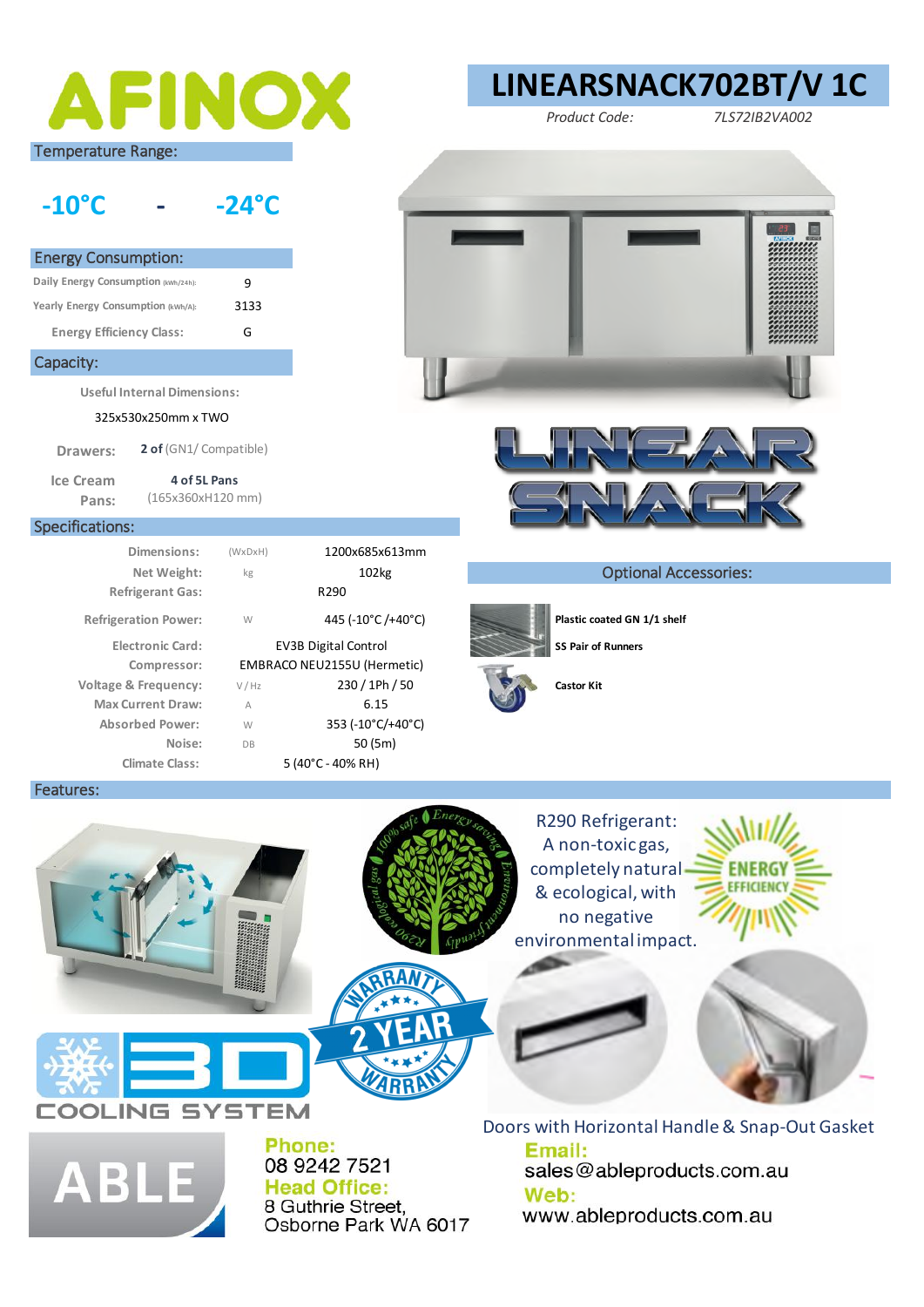# AFINOX

# LINEARSNACK702BT/V 1C

*Product Code:* *7LS72IB2VA002*

## Temperature Range:

**-10°C - -24°C**

## Energy Consumption:

| | |
|---|---|
| Daily Energy Consumption (kWh/24h): | 9 |
| Yearly Energy Consumption (kWh/A): | 3133 |
| Energy Efficiency Class: | G |

## Capacity:

Useful Internal Dimensions:

325x530x250mm x TWO

**Drawers:** **2 of** (GN1/ Compatible)

**Ice Cream Pans:** **4 of 5L Pans** (165x360xH120 mm)

## Specifications:

| | | |
|---|---|---|
| Dimensions: | (WxDxH) | 1200x685x613mm |
| Net Weight: | kg | 102kg |
| Refrigerant Gas: | | R290 |
| Refrigeration Power: | W | 445 (-10°C /+40°C) |
| Electronic Card: | | EV3B Digital Control |
| Compressor: | | EMBRACO NEU2155U (Hermetic) |
| Voltage & Frequency: | V / Hz | 230 / 1Ph / 50 |
| Max Current Draw: | A | 6.15 |
| Absorbed Power: | W | 353 (-10°C/+40°C) |
| Noise: | DB | 50 (5m) |
| Climate Class: | | 5 (40°C - 40% RH) |

LINEAR SNACK

## Optional Accessories:

- **Plastic coated GN 1/1 shelf**
- **SS Pair of Runners**
- **Castor Kit**

## Features:

3D COOLING SYSTEM

100% safe · Energy saving · Environmental friendly · R290 ecological gas

2 YEAR WARRANTY

R290 Refrigerant: A non-toxic gas, completely natural & ecological, with no negative environmental impact.

ENERGY EFFICIENCY

Doors with Horizontal Handle & Snap-Out Gasket

ABLE

**Phone:** 08 9242 7521

**Head Office:** 8 Guthrie Street, Osborne Park WA 6017

**Email:** sales@ableproducts.com.au

**Web:** www.ableproducts.com.au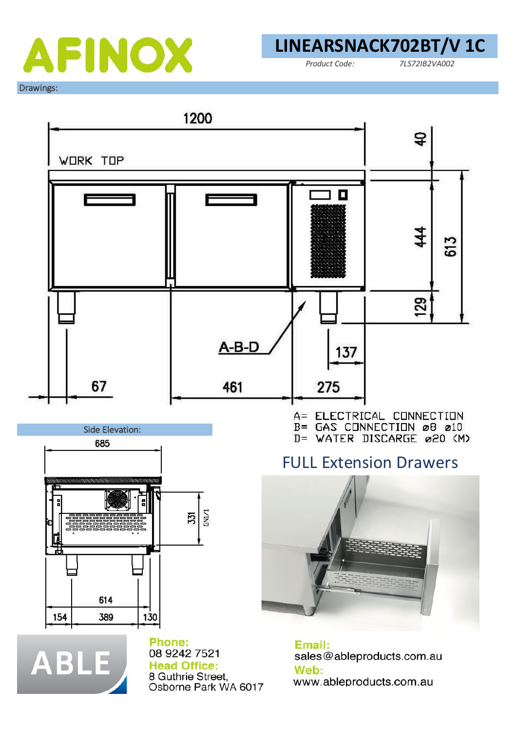# AFINOX

## LINEARSNACK702BT/V 1C

*Product Code:* *7LS72IB2VA002*

Drawings:

1200

40

WORK TOP

444

613

129

A-B-D

137

67

461

275

A= ELECTRICAL CONNECTION
B= GAS CONNECTION ø8 ø10
D= WATER DISCARGE ø20 (M)

Side Elevation:

685

331

GN1/1

614

154

389

130

## FULL Extension Drawers

ABLE

**Phone:**
08 9242 7521

**Head Office:**
8 Guthrie Street,
Osborne Park WA 6017

**Email:**
sales@ableproducts.com.au

**Web:**
www.ableproducts.com.au